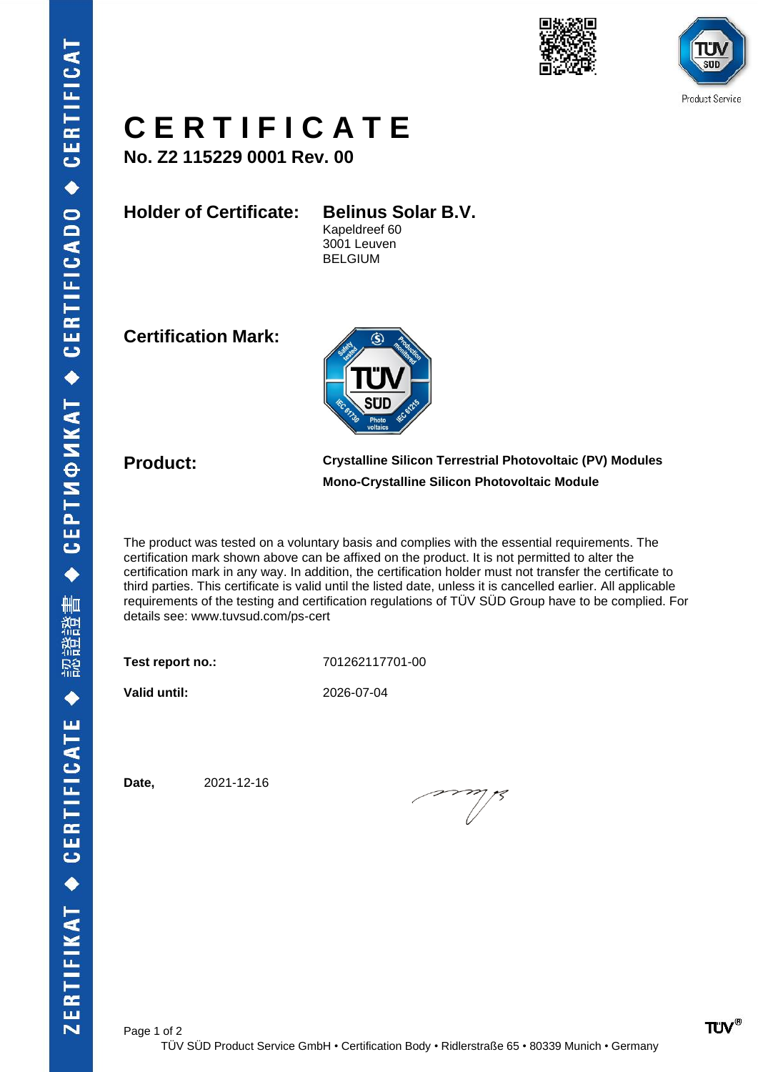# CERTIFICATE

**No. Z2 115229 0001 Rev. 00**

**Holder of Certificate:** **Belinus Solar B.V.**
Kapeldreef 60
3001 Leuven
BELGIUM

**Certification Mark:**

**Product:** **Crystalline Silicon Terrestrial Photovoltaic (PV) Modules**
**Mono-Crystalline Silicon Photovoltaic Module**

The product was tested on a voluntary basis and complies with the essential requirements. The certification mark shown above can be affixed on the product. It is not permitted to alter the certification mark in any way. In addition, the certification holder must not transfer the certificate to third parties. This certificate is valid until the listed date, unless it is cancelled earlier. All applicable requirements of the testing and certification regulations of TÜV SÜD Group have to be complied. For details see: www.tuvsud.com/ps-cert

**Test report no.:** 701262117701-00

**Valid until:** 2026-07-04

**Date,** 2021-12-16

TÜV SÜD Product Service GmbH • Certification Body • Ridlerstraße 65 • 80339 Munich • Germany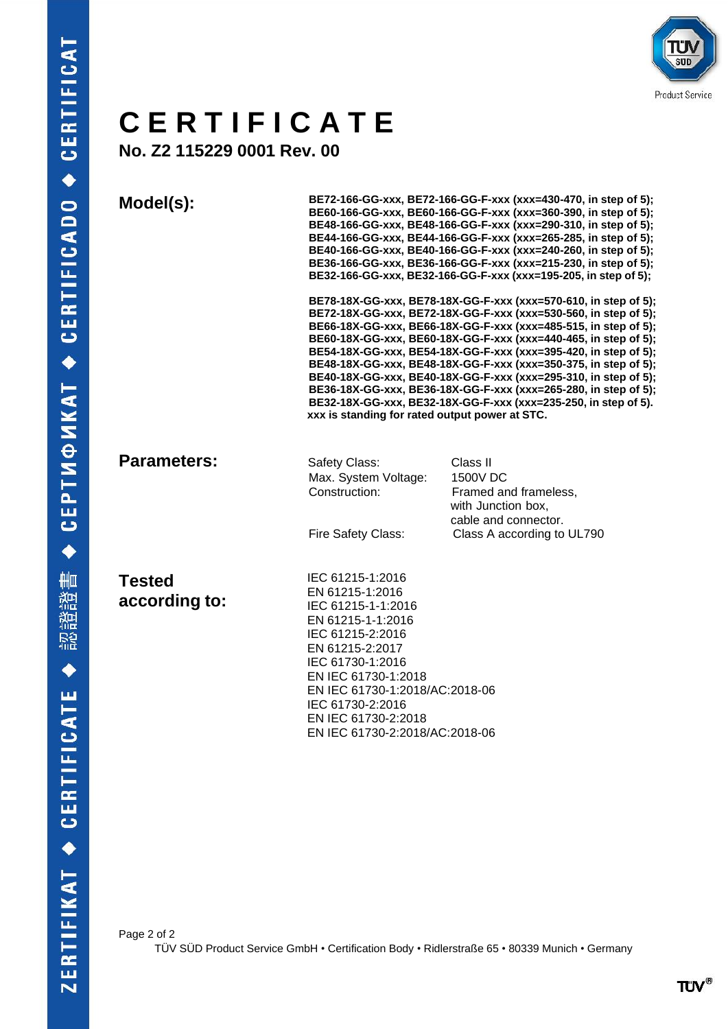# CERTIFICATE

**No. Z2 115229 0001 Rev. 00**

**Model(s):**

**BE72-166-GG-xxx, BE72-166-GG-F-xxx (xxx=430-470, in step of 5);**
**BE60-166-GG-xxx, BE60-166-GG-F-xxx (xxx=360-390, in step of 5);**
**BE48-166-GG-xxx, BE48-166-GG-F-xxx (xxx=290-310, in step of 5);**
**BE44-166-GG-xxx, BE44-166-GG-F-xxx (xxx=265-285, in step of 5);**
**BE40-166-GG-xxx, BE40-166-GG-F-xxx (xxx=240-260, in step of 5);**
**BE36-166-GG-xxx, BE36-166-GG-F-xxx (xxx=215-230, in step of 5);**
**BE32-166-GG-xxx, BE32-166-GG-F-xxx (xxx=195-205, in step of 5);**

**BE78-18X-GG-xxx, BE78-18X-GG-F-xxx (xxx=570-610, in step of 5);**
**BE72-18X-GG-xxx, BE72-18X-GG-F-xxx (xxx=530-560, in step of 5);**
**BE66-18X-GG-xxx, BE66-18X-GG-F-xxx (xxx=485-515, in step of 5);**
**BE60-18X-GG-xxx, BE60-18X-GG-F-xxx (xxx=440-465, in step of 5);**
**BE54-18X-GG-xxx, BE54-18X-GG-F-xxx (xxx=395-420, in step of 5);**
**BE48-18X-GG-xxx, BE48-18X-GG-F-xxx (xxx=350-375, in step of 5);**
**BE40-18X-GG-xxx, BE40-18X-GG-F-xxx (xxx=295-310, in step of 5);**
**BE36-18X-GG-xxx, BE36-18X-GG-F-xxx (xxx=265-280, in step of 5);**
**BE32-18X-GG-xxx, BE32-18X-GG-F-xxx (xxx=235-250, in step of 5).**
**xxx is standing for rated output power at STC.**

**Parameters:**

| | |
|---|---|
| Safety Class: | Class II |
| Max. System Voltage: | 1500V DC |
| Construction: | Framed and frameless, with Junction box, cable and connector. |
| Fire Safety Class: | Class A according to UL790 |

**Tested according to:**

IEC 61215-1:2016
EN 61215-1:2016
IEC 61215-1-1:2016
EN 61215-1-1:2016
IEC 61215-2:2016
EN 61215-2:2017
IEC 61730-1:2016
EN IEC 61730-1:2018
EN IEC 61730-1:2018/AC:2018-06
IEC 61730-2:2016
EN IEC 61730-2:2018
EN IEC 61730-2:2018/AC:2018-06

TÜV SÜD Product Service GmbH • Certification Body • Ridlerstraße 65 • 80339 Munich • Germany